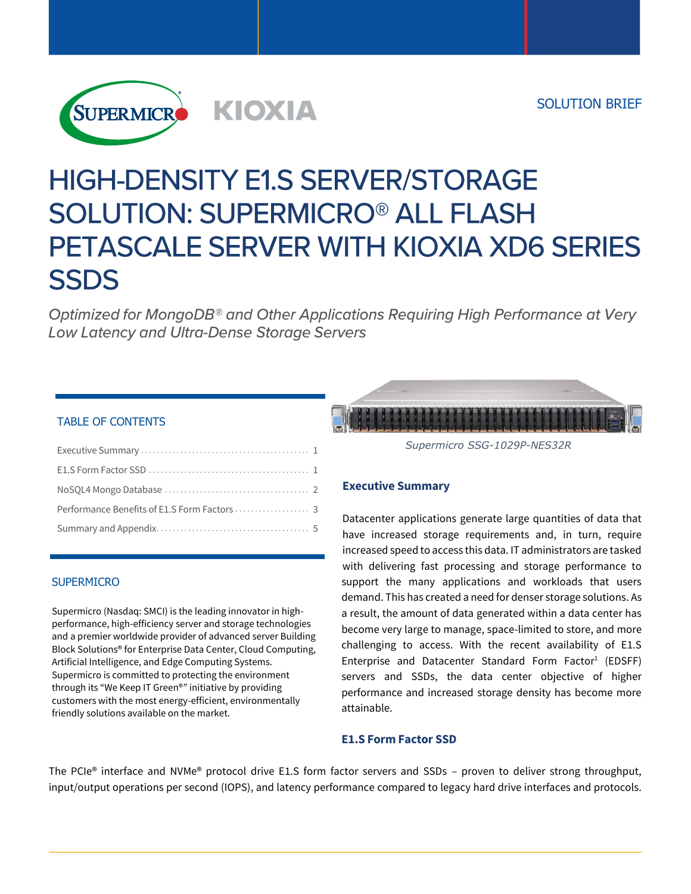SOLUTION BRIEF

# HIGH-DENSITY E1.S SERVER/STORAGE SOLUTION: SUPERMICRO® ALL FLASH PETASCALE SERVER WITH KIOXIA XD6 SERIES SSDS

*Optimized for MongoDB® and Other Applications Requiring High Performance at Very Low Latency and Ultra-Dense Storage Servers*

## TABLE OF CONTENTS

| | |
|---|---|
| Executive Summary | 1 |
| E1.S Form Factor SSD | 1 |
| NoSQL4 Mongo Database | 2 |
| Performance Benefits of E1.S Form Factors | 3 |
| Summary and Appendix | 5 |

## SUPERMICRO

Supermicro (Nasdaq: SMCI) is the leading innovator in high-performance, high-efficiency server and storage technologies and a premier worldwide provider of advanced server Building Block Solutions® for Enterprise Data Center, Cloud Computing, Artificial Intelligence, and Edge Computing Systems. Supermicro is committed to protecting the environment through its "We Keep IT Green®" initiative by providing customers with the most energy-efficient, environmentally friendly solutions available on the market.

*Supermicro SSG-1029P-NES32R*

### Executive Summary

Datacenter applications generate large quantities of data that have increased storage requirements and, in turn, require increased speed to access this data. IT administrators are tasked with delivering fast processing and storage performance to support the many applications and workloads that users demand. This has created a need for denser storage solutions. As a result, the amount of data generated within a data center has become very large to manage, space-limited to store, and more challenging to access. With the recent availability of E1.S Enterprise and Datacenter Standard Form Factor[1] (EDSFF) servers and SSDs, the data center objective of higher performance and increased storage density has become more attainable.

### E1.S Form Factor SSD

The PCIe® interface and NVMe® protocol drive E1.S form factor servers and SSDs – proven to deliver strong throughput, input/output operations per second (IOPS), and latency performance compared to legacy hard drive interfaces and protocols.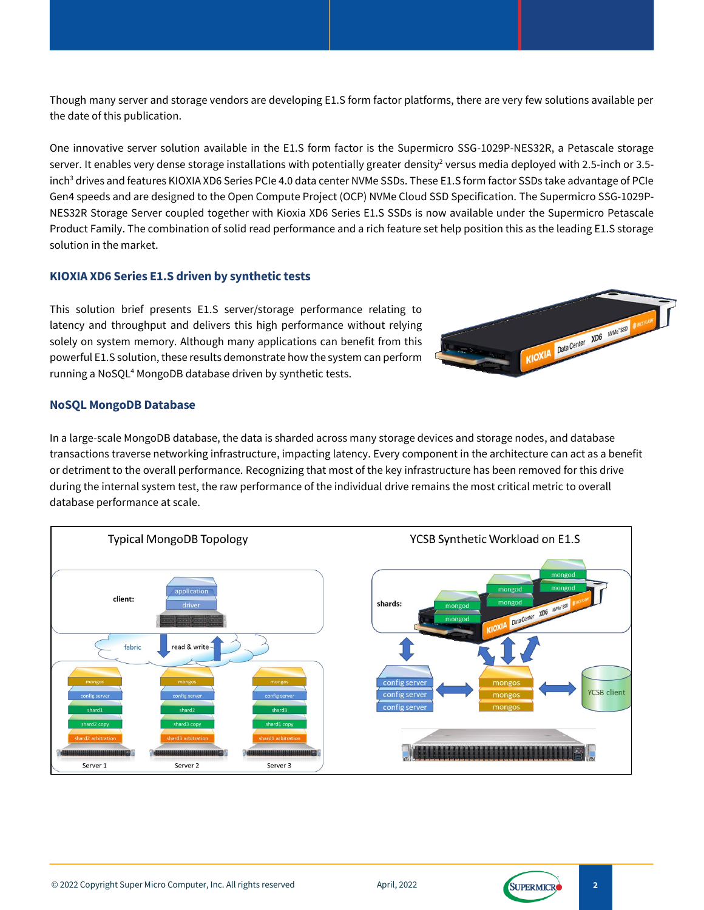Though many server and storage vendors are developing E1.S form factor platforms, there are very few solutions available per the date of this publication.

One innovative server solution available in the E1.S form factor is the Supermicro SSG-1029P-NES32R, a Petascale storage server. It enables very dense storage installations with potentially greater density[2] versus media deployed with 2.5-inch or 3.5-inch[3] drives and features KIOXIA XD6 Series PCIe 4.0 data center NVMe SSDs. These E1.S form factor SSDs take advantage of PCIe Gen4 speeds and are designed to the Open Compute Project (OCP) NVMe Cloud SSD Specification. The Supermicro SSG-1029P-NES32R Storage Server coupled together with Kioxia XD6 Series E1.S SSDs is now available under the Supermicro Petascale Product Family. The combination of solid read performance and a rich feature set help position this as the leading E1.S storage solution in the market.

### KIOXIA XD6 Series E1.S driven by synthetic tests

This solution brief presents E1.S server/storage performance relating to latency and throughput and delivers this high performance without relying solely on system memory. Although many applications can benefit from this powerful E1.S solution, these results demonstrate how the system can perform running a NoSQL[4] MongoDB database driven by synthetic tests.

### NoSQL MongoDB Database

In a large-scale MongoDB database, the data is sharded across many storage devices and storage nodes, and database transactions traverse networking infrastructure, impacting latency. Every component in the architecture can act as a benefit or detriment to the overall performance. Recognizing that most of the key infrastructure has been removed for this drive during the internal system test, the raw performance of the individual drive remains the most critical metric to overall database performance at scale.

Typical MongoDB Topology

client: application, driver

fabric, read & write

Server 1: mongos, config server, shard1, shard2 copy, shard2 arbitration

Server 2: mongos, config server, shard2, shard3 copy, shard3 arbitration

Server 3: mongos, config server, shard3, shard1 copy, shard1 arbitration

YCSB Synthetic Workload on E1.S

shards: mongod, mongod, mongod, mongod, mongod, mongod

config server, config server, config server

mongos, mongos, mongos

YCSB client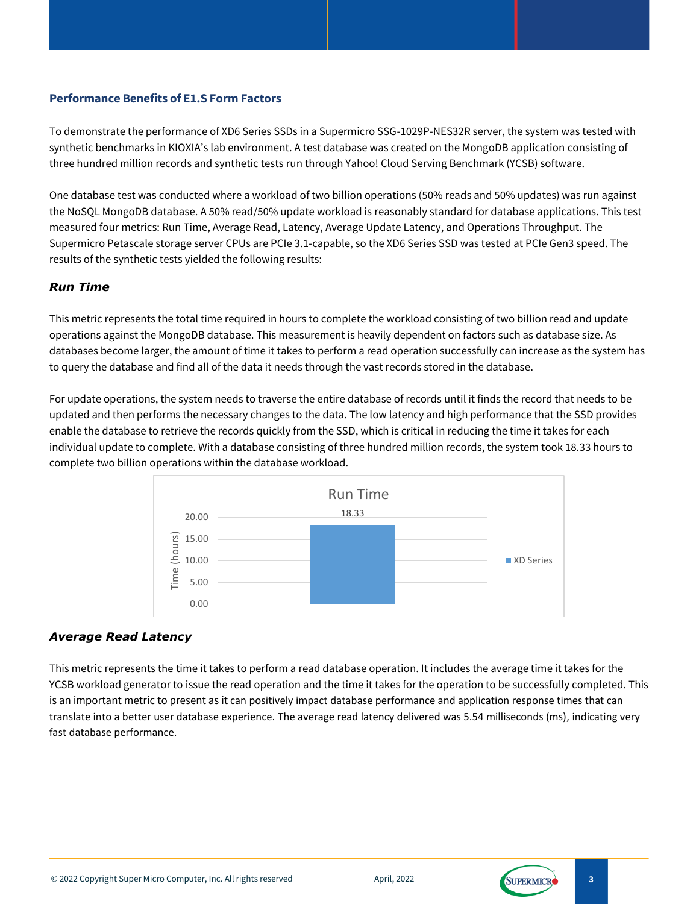## Performance Benefits of E1.S Form Factors

To demonstrate the performance of XD6 Series SSDs in a Supermicro SSG-1029P-NES32R server, the system was tested with synthetic benchmarks in KIOXIA's lab environment. A test database was created on the MongoDB application consisting of three hundred million records and synthetic tests run through Yahoo! Cloud Serving Benchmark (YCSB) software.

One database test was conducted where a workload of two billion operations (50% reads and 50% updates) was run against the NoSQL MongoDB database. A 50% read/50% update workload is reasonably standard for database applications. This test measured four metrics: Run Time, Average Read, Latency, Average Update Latency, and Operations Throughput. The Supermicro Petascale storage server CPUs are PCIe 3.1-capable, so the XD6 Series SSD was tested at PCIe Gen3 speed. The results of the synthetic tests yielded the following results:

### *Run Time*

This metric represents the total time required in hours to complete the workload consisting of two billion read and update operations against the MongoDB database. This measurement is heavily dependent on factors such as database size. As databases become larger, the amount of time it takes to perform a read operation successfully can increase as the system has to query the database and find all of the data it needs through the vast records stored in the database.

For update operations, the system needs to traverse the entire database of records until it finds the record that needs to be updated and then performs the necessary changes to the data. The low latency and high performance that the SSD provides enable the database to retrieve the records quickly from the SSD, which is critical in reducing the time it takes for each individual update to complete. With a database consisting of three hundred million records, the system took 18.33 hours to complete two billion operations within the database workload.

Run Time

Time (hours)

0.00
5.00
10.00
15.00
20.00

18.33

XD Series

### *Average Read Latency*

This metric represents the time it takes to perform a read database operation. It includes the average time it takes for the YCSB workload generator to issue the read operation and the time it takes for the operation to be successfully completed. This is an important metric to present as it can positively impact database performance and application response times that can translate into a better user database experience. The average read latency delivered was 5.54 milliseconds (ms), indicating very fast database performance.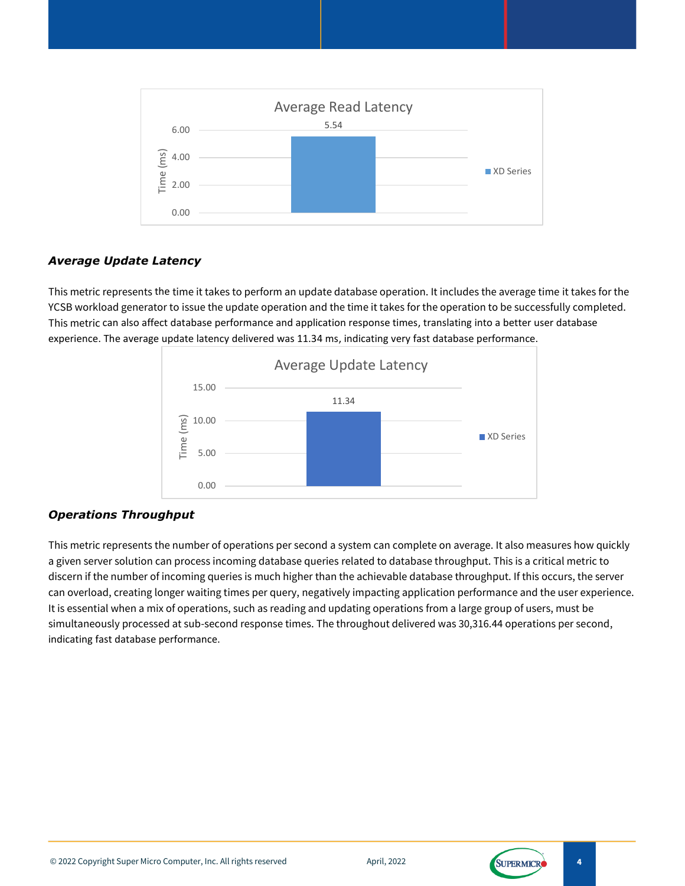Average Read Latency

5.54

6.00

4.00

2.00

0.00

Time (ms)

XD Series

### *Average Update Latency*

This metric represents the time it takes to perform an update database operation. It includes the average time it takes for the YCSB workload generator to issue the update operation and the time it takes for the operation to be successfully completed. This metric can also affect database performance and application response times, translating into a better user database experience. The average update latency delivered was 11.34 ms, indicating very fast database performance.

Average Update Latency

11.34

15.00

10.00

5.00

0.00

Time (ms)

XD Series

### *Operations Throughput*

This metric represents the number of operations per second a system can complete on average. It also measures how quickly a given server solution can process incoming database queries related to database throughput. This is a critical metric to discern if the number of incoming queries is much higher than the achievable database throughput. If this occurs, the server can overload, creating longer waiting times per query, negatively impacting application performance and the user experience. It is essential when a mix of operations, such as reading and updating operations from a large group of users, must be simultaneously processed at sub-second response times. The throughout delivered was 30,316.44 operations per second, indicating fast database performance.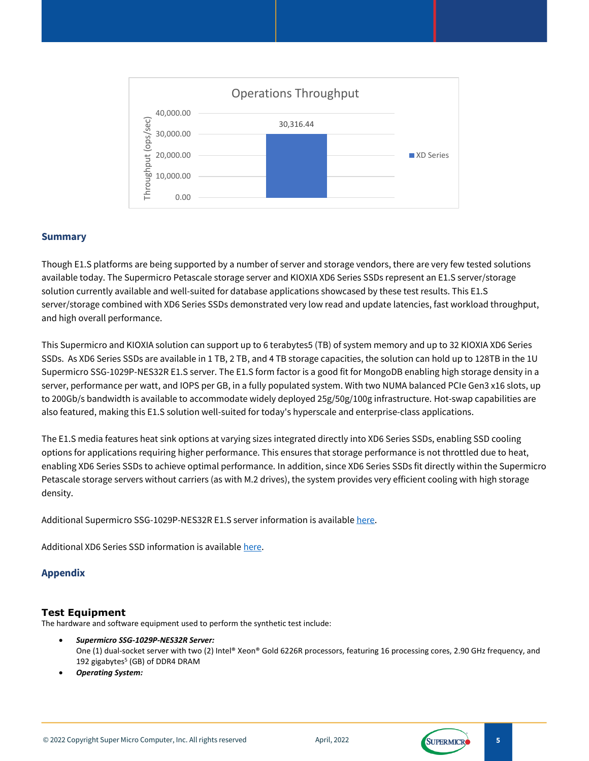Operations Throughput

Throughput (ops/sec)

40,000.00
30,000.00
20,000.00
10,000.00
0.00

30,316.44

XD Series

## Summary

Though E1.S platforms are being supported by a number of server and storage vendors, there are very few tested solutions available today. The Supermicro Petascale storage server and KIOXIA XD6 Series SSDs represent an E1.S server/storage solution currently available and well-suited for database applications showcased by these test results. This E1.S server/storage combined with XD6 Series SSDs demonstrated very low read and update latencies, fast workload throughput, and high overall performance.

This Supermicro and KIOXIA solution can support up to 6 terabytes5 (TB) of system memory and up to 32 KIOXIA XD6 Series SSDs. As XD6 Series SSDs are available in 1 TB, 2 TB, and 4 TB storage capacities, the solution can hold up to 128TB in the 1U Supermicro SSG-1029P-NES32R E1.S server. The E1.S form factor is a good fit for MongoDB enabling high storage density in a server, performance per watt, and IOPS per GB, in a fully populated system. With two NUMA balanced PCIe Gen3 x16 slots, up to 200Gb/s bandwidth is available to accommodate widely deployed 25g/50g/100g infrastructure. Hot-swap capabilities are also featured, making this E1.S solution well-suited for today's hyperscale and enterprise-class applications.

The E1.S media features heat sink options at varying sizes integrated directly into XD6 Series SSDs, enabling SSD cooling options for applications requiring higher performance. This ensures that storage performance is not throttled due to heat, enabling XD6 Series SSDs to achieve optimal performance. In addition, since XD6 Series SSDs fit directly within the Supermicro Petascale storage servers without carriers (as with M.2 drives), the system provides very efficient cooling with high storage density.

Additional Supermicro SSG-1029P-NES32R E1.S server information is available here.

Additional XD6 Series SSD information is available here.

## Appendix

### Test Equipment

The hardware and software equipment used to perform the synthetic test include:

- ***Supermicro SSG-1029P-NES32R Server:***
  One (1) dual-socket server with two (2) Intel® Xeon® Gold 6226R processors, featuring 16 processing cores, 2.90 GHz frequency, and 192 gigabytes[5] (GB) of DDR4 DRAM
- ***Operating System:***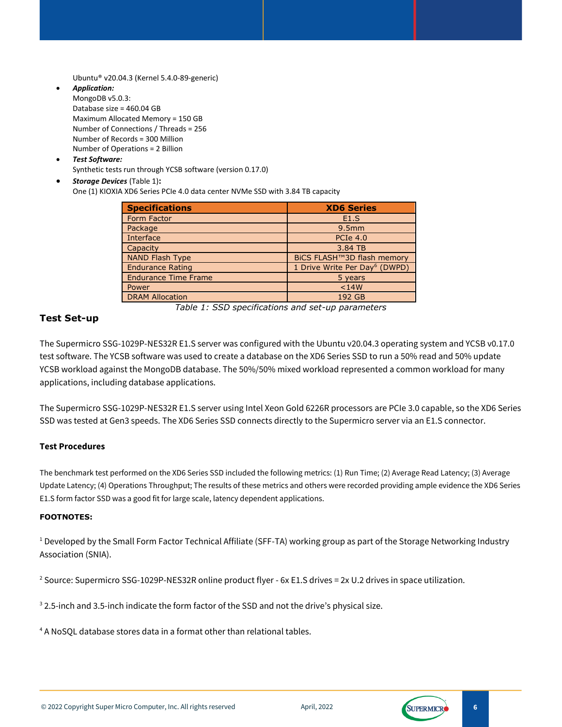Ubuntu® v20.04.3 (Kernel 5.4.0-89-generic)

- ***Application:***
  MongoDB v5.0.3:
  Database size = 460.04 GB
  Maximum Allocated Memory = 150 GB
  Number of Connections / Threads = 256
  Number of Records = 300 Million
  Number of Operations = 2 Billion
- ***Test Software:***
  Synthetic tests run through YCSB software (version 0.17.0)
- ***Storage Devices*** (Table 1)**:**
  One (1) KIOXIA XD6 Series PCIe 4.0 data center NVMe SSD with 3.84 TB capacity

| Specifications | XD6 Series |
|---|---|
| Form Factor | E1.S |
| Package | 9.5mm |
| Interface | PCIe 4.0 |
| Capacity | 3.84 TB |
| NAND Flash Type | BiCS FLASH™3D flash memory |
| Endurance Rating | 1 Drive Write Per Day[6] (DWPD) |
| Endurance Time Frame | 5 years |
| Power | <14W |
| DRAM Allocation | 192 GB |

*Table 1: SSD specifications and set-up parameters*

## Test Set-up

The Supermicro SSG-1029P-NES32R E1.S server was configured with the Ubuntu v20.04.3 operating system and YCSB v0.17.0 test software. The YCSB software was used to create a database on the XD6 Series SSD to run a 50% read and 50% update YCSB workload against the MongoDB database. The 50%/50% mixed workload represented a common workload for many applications, including database applications.

The Supermicro SSG-1029P-NES32R E1.S server using Intel Xeon Gold 6226R processors are PCIe 3.0 capable, so the XD6 Series SSD was tested at Gen3 speeds. The XD6 Series SSD connects directly to the Supermicro server via an E1.S connector.

### Test Procedures

The benchmark test performed on the XD6 Series SSD included the following metrics: (1) Run Time; (2) Average Read Latency; (3) Average Update Latency; (4) Operations Throughput; The results of these metrics and others were recorded providing ample evidence the XD6 Series E1.S form factor SSD was a good fit for large scale, latency dependent applications.

**FOOTNOTES:**

[1] Developed by the Small Form Factor Technical Affiliate (SFF-TA) working group as part of the Storage Networking Industry Association (SNIA).

[2] Source: Supermicro SSG-1029P-NES32R online product flyer - 6x E1.S drives = 2x U.2 drives in space utilization.

[3] 2.5-inch and 3.5-inch indicate the form factor of the SSD and not the drive's physical size.

[4] A NoSQL database stores data in a format other than relational tables.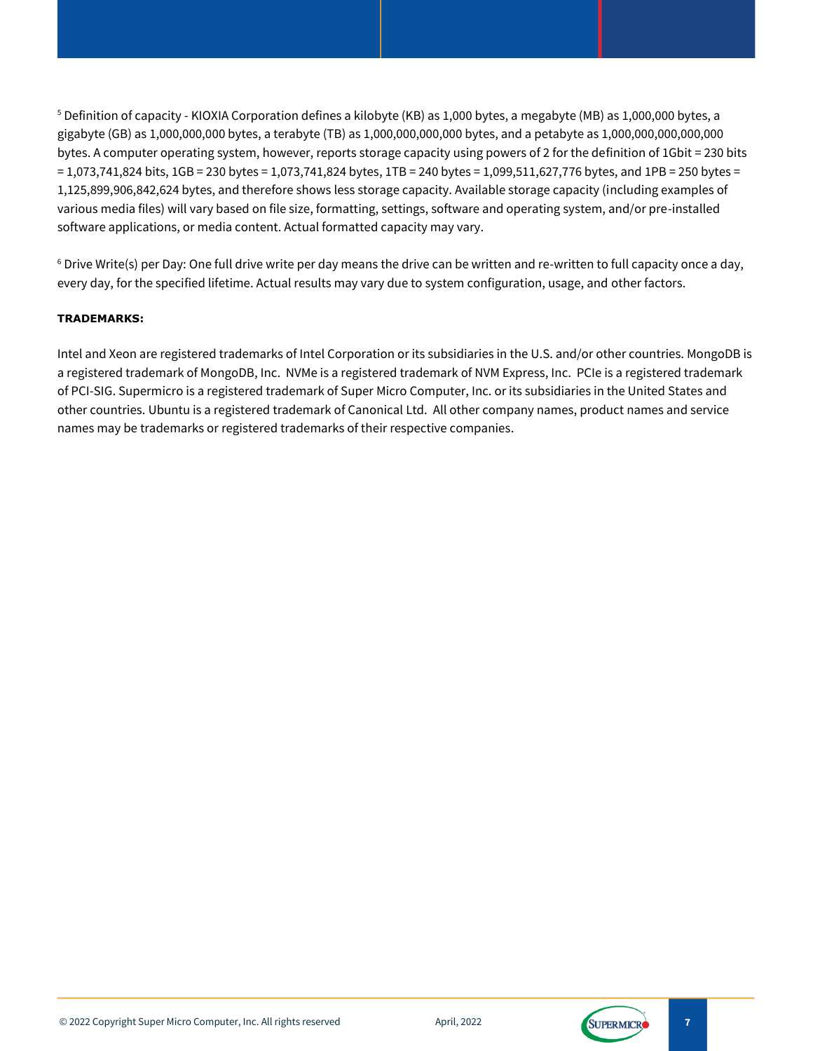[5] Definition of capacity - KIOXIA Corporation defines a kilobyte (KB) as 1,000 bytes, a megabyte (MB) as 1,000,000 bytes, a gigabyte (GB) as 1,000,000,000 bytes, a terabyte (TB) as 1,000,000,000,000 bytes, and a petabyte as 1,000,000,000,000,000 bytes. A computer operating system, however, reports storage capacity using powers of 2 for the definition of 1Gbit = 230 bits = 1,073,741,824 bits, 1GB = 230 bytes = 1,073,741,824 bytes, 1TB = 240 bytes = 1,099,511,627,776 bytes, and 1PB = 250 bytes = 1,125,899,906,842,624 bytes, and therefore shows less storage capacity. Available storage capacity (including examples of various media files) will vary based on file size, formatting, settings, software and operating system, and/or pre-installed software applications, or media content. Actual formatted capacity may vary.

[6] Drive Write(s) per Day: One full drive write per day means the drive can be written and re-written to full capacity once a day, every day, for the specified lifetime. Actual results may vary due to system configuration, usage, and other factors.

**TRADEMARKS:**

Intel and Xeon are registered trademarks of Intel Corporation or its subsidiaries in the U.S. and/or other countries. MongoDB is a registered trademark of MongoDB, Inc. NVMe is a registered trademark of NVM Express, Inc. PCIe is a registered trademark of PCI-SIG. Supermicro is a registered trademark of Super Micro Computer, Inc. or its subsidiaries in the United States and other countries. Ubuntu is a registered trademark of Canonical Ltd. All other company names, product names and service names may be trademarks or registered trademarks of their respective companies.